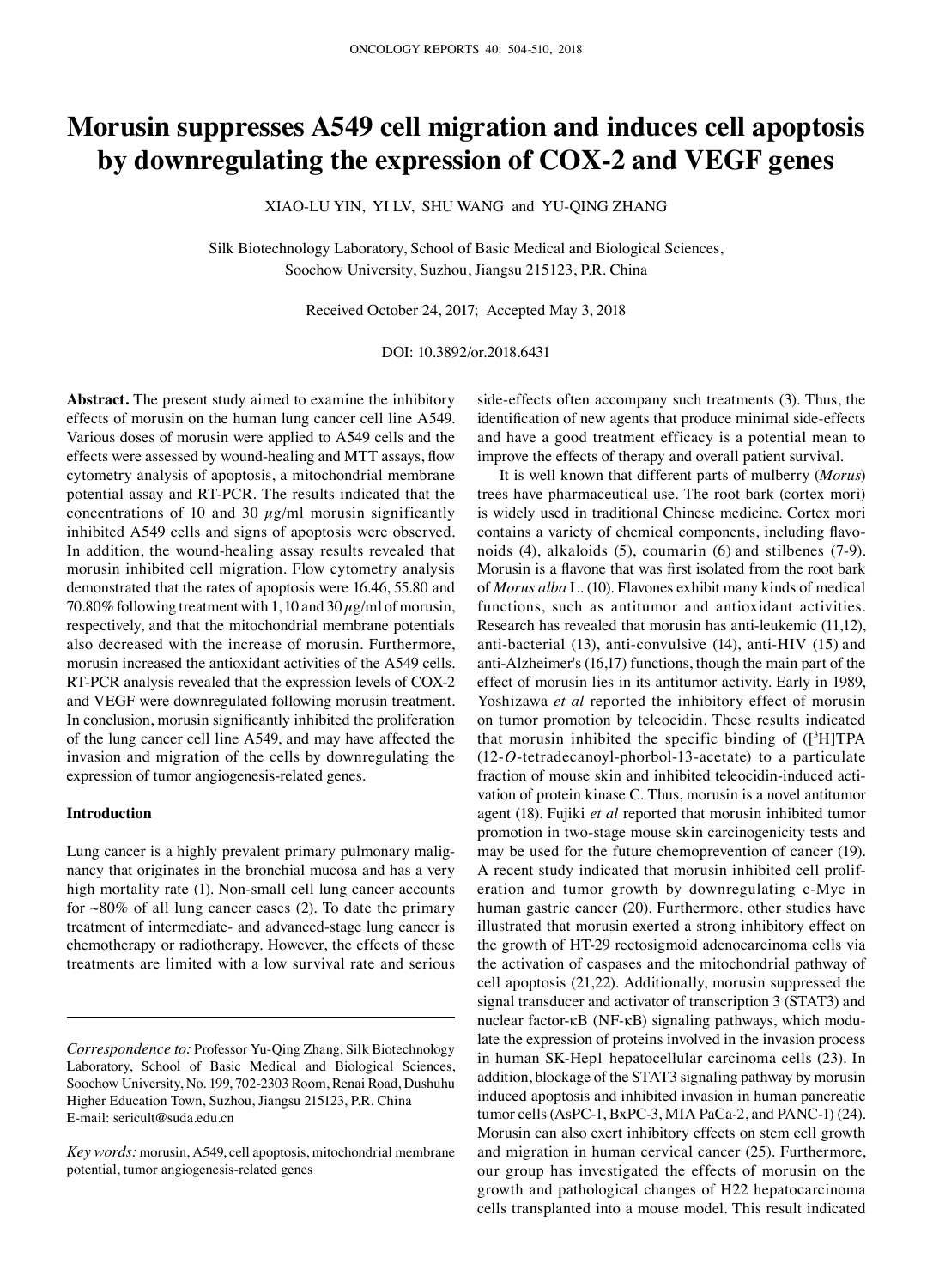# Morusin suppresses A549 cell migration and induces cell apoptosis by downregulating the expression of COX-2 and VEGF genes

XIAO-LU YIN, YI LV, SHU WANG and YU-QING ZHANG

Silk Biotechnology Laboratory, School of Basic Medical and Biological Sciences, Soochow University, Suzhou, Jiangsu 215123, P.R. China

Received October 24, 2017; Accepted May 3, 2018

DOI: 10.3892/or.2018.6431

**Abstract.** The present study aimed to examine the inhibitory effects of morusin on the human lung cancer cell line A549. Various doses of morusin were applied to A549 cells and the effects were assessed by wound-healing and MTT assays, flow cytometry analysis of apoptosis, a mitochondrial membrane potential assay and RT-PCR. The results indicated that the concentrations of 10 and 30 $\mu$g/ml morusin significantly inhibited A549 cells and signs of apoptosis were observed. In addition, the wound-healing assay results revealed that morusin inhibited cell migration. Flow cytometry analysis demonstrated that the rates of apoptosis were 16.46, 55.80 and 70.80% following treatment with 1, 10 and 30 $\mu$g/ml of morusin, respectively, and that the mitochondrial membrane potentials also decreased with the increase of morusin. Furthermore, morusin increased the antioxidant activities of the A549 cells. RT-PCR analysis revealed that the expression levels of COX-2 and VEGF were downregulated following morusin treatment. In conclusion, morusin significantly inhibited the proliferation of the lung cancer cell line A549, and may have affected the invasion and migration of the cells by downregulating the expression of tumor angiogenesis-related genes.

## Introduction

Lung cancer is a highly prevalent primary pulmonary malignancy that originates in the bronchial mucosa and has a very high mortality rate (1). Non-small cell lung cancer accounts for ~80% of all lung cancer cases (2). To date the primary treatment of intermediate- and advanced-stage lung cancer is chemotherapy or radiotherapy. However, the effects of these treatments are limited with a low survival rate and serious side-effects often accompany such treatments (3). Thus, the identification of new agents that produce minimal side-effects and have a good treatment efficacy is a potential mean to improve the effects of therapy and overall patient survival.

It is well known that different parts of mulberry (*Morus*) trees have pharmaceutical use. The root bark (cortex mori) is widely used in traditional Chinese medicine. Cortex mori contains a variety of chemical components, including flavonoids (4), alkaloids (5), coumarin (6) and stilbenes (7-9). Morusin is a flavone that was first isolated from the root bark of *Morus alba* L. (10). Flavones exhibit many kinds of medical functions, such as antitumor and antioxidant activities. Research has revealed that morusin has anti-leukemic (11,12), anti-bacterial (13), anti-convulsive (14), anti-HIV (15) and anti-Alzheimer's (16,17) functions, though the main part of the effect of morusin lies in its antitumor activity. Early in 1989, Yoshizawa *et al* reported the inhibitory effect of morusin on tumor promotion by teleocidin. These results indicated that morusin inhibited the specific binding of ([$^3$H]TPA (12-*O*-tetradecanoyl-phorbol-13-acetate) to a particulate fraction of mouse skin and inhibited teleocidin-induced activation of protein kinase C. Thus, morusin is a novel antitumor agent (18). Fujiki *et al* reported that morusin inhibited tumor promotion in two-stage mouse skin carcinogenicity tests and may be used for the future chemoprevention of cancer (19). A recent study indicated that morusin inhibited cell proliferation and tumor growth by downregulating c-Myc in human gastric cancer (20). Furthermore, other studies have illustrated that morusin exerted a strong inhibitory effect on the growth of HT-29 rectosigmoid adenocarcinoma cells via the activation of caspases and the mitochondrial pathway of cell apoptosis (21,22). Additionally, morusin suppressed the signal transducer and activator of transcription 3 (STAT3) and nuclear factor-κB (NF-κB) signaling pathways, which modulate the expression of proteins involved in the invasion process in human SK-Hep1 hepatocellular carcinoma cells (23). In addition, blockage of the STAT3 signaling pathway by morusin induced apoptosis and inhibited invasion in human pancreatic tumor cells (AsPC-1, BxPC-3, MIA PaCa-2, and PANC-1) (24). Morusin can also exert inhibitory effects on stem cell growth and migration in human cervical cancer (25). Furthermore, our group has investigated the effects of morusin on the growth and pathological changes of H22 hepatocarcinoma cells transplanted into a mouse model. This result indicated

*Correspondence to:* Professor Yu-Qing Zhang, Silk Biotechnology Laboratory, School of Basic Medical and Biological Sciences, Soochow University, No. 199, 702-2303 Room, Renai Road, Dushuhu Higher Education Town, Suzhou, Jiangsu 215123, P.R. China
E-mail: sericult@suda.edu.cn

*Key words:* morusin, A549, cell apoptosis, mitochondrial membrane potential, tumor angiogenesis-related genes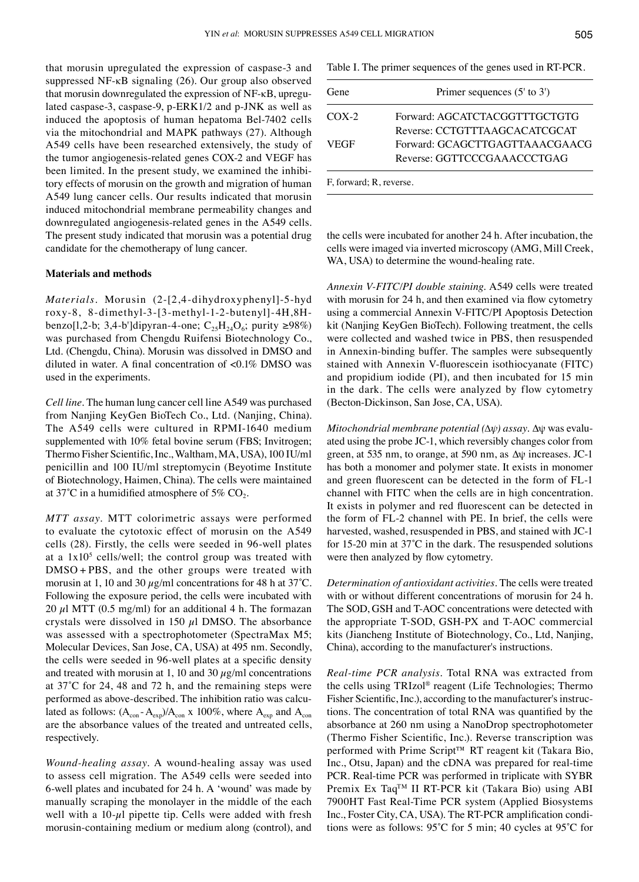that morusin upregulated the expression of caspase-3 and suppressed NF-κB signaling (26). Our group also observed that morusin downregulated the expression of NF-κB, upregulated caspase-3, caspase-9, p-ERK1/2 and p-JNK as well as induced the apoptosis of human hepatoma Bel-7402 cells via the mitochondrial and MAPK pathways (27). Although A549 cells have been researched extensively, the study of the tumor angiogenesis-related genes COX-2 and VEGF has been limited. In the present study, we examined the inhibitory effects of morusin on the growth and migration of human A549 lung cancer cells. Our results indicated that morusin induced mitochondrial membrane permeability changes and downregulated angiogenesis-related genes in the A549 cells. The present study indicated that morusin was a potential drug candidate for the chemotherapy of lung cancer.

## Materials and methods

*Materials.* Morusin (2-[2,4-dihydroxyphenyl]-5-hydroxy-8, 8-dimethyl-3-[3-methyl-1-2-butenyl]-4H,8H-benzo[l,2-b; 3,4-b']dipyran-4-one; $C_{25}H_{24}O_6$; purity ≥98%) was purchased from Chengdu Ruifensi Biotechnology Co., Ltd. (Chengdu, China). Morusin was dissolved in DMSO and diluted in water. A final concentration of <0.1% DMSO was used in the experiments.

*Cell line.* The human lung cancer cell line A549 was purchased from Nanjing KeyGen BioTech Co., Ltd. (Nanjing, China). The A549 cells were cultured in RPMI-1640 medium supplemented with 10% fetal bovine serum (FBS; Invitrogen; Thermo Fisher Scientific, Inc., Waltham, MA, USA), 100 IU/ml penicillin and 100 IU/ml streptomycin (Beyotime Institute of Biotechnology, Haimen, China). The cells were maintained at 37˚C in a humidified atmosphere of 5% $CO_2$.

*MTT assay.* MTT colorimetric assays were performed to evaluate the cytotoxic effect of morusin on the A549 cells (28). Firstly, the cells were seeded in 96-well plates at a $1x10^5$ cells/well; the control group was treated with DMSO + PBS, and the other groups were treated with morusin at 1, 10 and 30 $\mu$g/ml concentrations for 48 h at 37˚C. Following the exposure period, the cells were incubated with 20 $\mu$l MTT (0.5 mg/ml) for an additional 4 h. The formazan crystals were dissolved in 150 $\mu$l DMSO. The absorbance was assessed with a spectrophotometer (SpectraMax M5; Molecular Devices, San Jose, CA, USA) at 495 nm. Secondly, the cells were seeded in 96-well plates at a specific density and treated with morusin at 1, 10 and 30 $\mu$g/ml concentrations at 37˚C for 24, 48 and 72 h, and the remaining steps were performed as above-described. The inhibition ratio was calculated as follows: $(A_{con} - A_{exp})/A_{con}$ x 100%, where $A_{exp}$ and $A_{con}$ are the absorbance values of the treated and untreated cells, respectively.

*Wound-healing assay.* A wound-healing assay was used to assess cell migration. The A549 cells were seeded into 6-well plates and incubated for 24 h. A 'wound' was made by manually scraping the monolayer in the middle of the each well with a 10-$\mu$l pipette tip. Cells were added with fresh morusin-containing medium or medium along (control), and the cells were incubated for another 24 h. After incubation, the cells were imaged via inverted microscopy (AMG, Mill Creek, WA, USA) to determine the wound-healing rate.

Table I. The primer sequences of the genes used in RT-PCR.

| Gene | Primer sequences (5' to 3') |
|---|---|
| COX-2 | Forward: AGCATCTACGGTTTGCTGTG |
| | Reverse: CCTGTTTAAGCACATCGCAT |
| VEGF | Forward: GCAGCTTGAGTTAAACGAACG |
| | Reverse: GGTTCCCGAAACCCTGAG |

F, forward; R, reverse.

*Annexin V-FITC/PI double staining.* A549 cells were treated with morusin for 24 h, and then examined via flow cytometry using a commercial Annexin V-FITC/PI Apoptosis Detection kit (Nanjing KeyGen BioTech). Following treatment, the cells were collected and washed twice in PBS, then resuspended in Annexin-binding buffer. The samples were subsequently stained with Annexin V-fluorescein isothiocyanate (FITC) and propidium iodide (PI), and then incubated for 15 min in the dark. The cells were analyzed by flow cytometry (Becton-Dickinson, San Jose, CA, USA).

*Mitochondrial membrane potential (Δψ) assay.* Δψ was evaluated using the probe JC-1, which reversibly changes color from green, at 535 nm, to orange, at 590 nm, as Δψ increases. JC-1 has both a monomer and polymer state. It exists in monomer and green fluorescent can be detected in the form of FL-1 channel with FITC when the cells are in high concentration. It exists in polymer and red fluorescent can be detected in the form of FL-2 channel with PE. In brief, the cells were harvested, washed, resuspended in PBS, and stained with JC-1 for 15-20 min at 37˚C in the dark. The resuspended solutions were then analyzed by flow cytometry.

*Determination of antioxidant activities.* The cells were treated with or without different concentrations of morusin for 24 h. The SOD, GSH and T-AOC concentrations were detected with the appropriate T-SOD, GSH-PX and T-AOC commercial kits (Jiancheng Institute of Biotechnology, Co., Ltd, Nanjing, China), according to the manufacturer's instructions.

*Real-time PCR analysis.* Total RNA was extracted from the cells using TRIzol® reagent (Life Technologies; Thermo Fisher Scientific, Inc.), according to the manufacturer's instructions. The concentration of total RNA was quantified by the absorbance at 260 nm using a NanoDrop spectrophotometer (Thermo Fisher Scientific, Inc.). Reverse transcription was performed with Prime Script™ RT reagent kit (Takara Bio, Inc., Otsu, Japan) and the cDNA was prepared for real-time PCR. Real-time PCR was performed in triplicate with SYBR Premix Ex Taq™ II RT-PCR kit (Takara Bio) using ABI 7900HT Fast Real-Time PCR system (Applied Biosystems Inc., Foster City, CA, USA). The RT-PCR amplification conditions were as follows: 95˚C for 5 min; 40 cycles at 95˚C for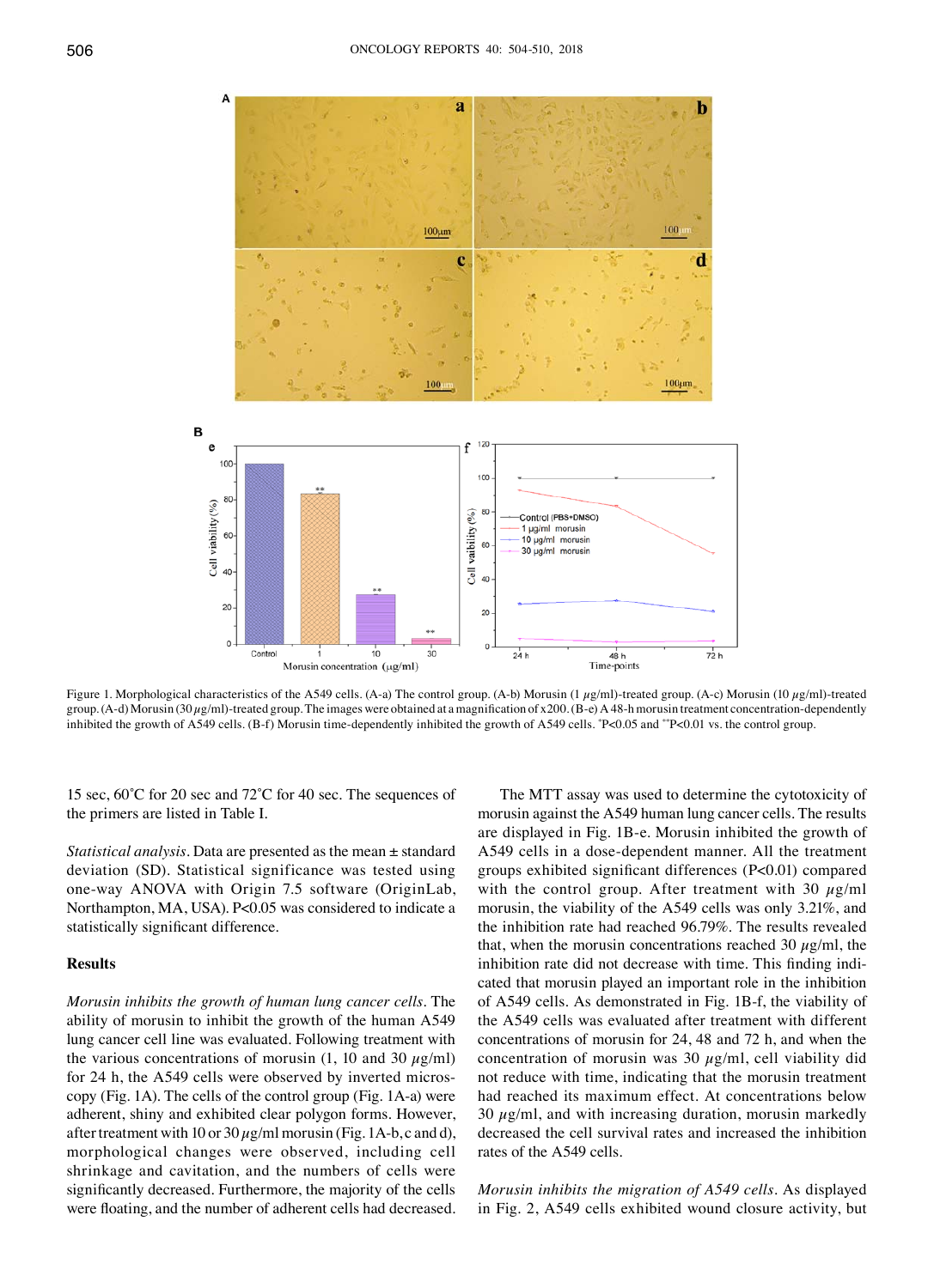Figure 1. Morphological characteristics of the A549 cells. (A-a) The control group. (A-b) Morusin (1 $\mu$g/ml)-treated group. (A-c) Morusin (10 $\mu$g/ml)-treated group. (A-d) Morusin (30 $\mu$g/ml)-treated group. The images were obtained at a magnification of x200. (B-e) A 48-h morusin treatment concentration-dependently inhibited the growth of A549 cells. (B-f) Morusin time-dependently inhibited the growth of A549 cells. *P<0.05 and **P<0.01 vs. the control group.

15 sec, 60˚C for 20 sec and 72˚C for 40 sec. The sequences of the primers are listed in Table I.

*Statistical analysis.* Data are presented as the mean ± standard deviation (SD). Statistical significance was tested using one-way ANOVA with Origin 7.5 software (OriginLab, Northampton, MA, USA). P<0.05 was considered to indicate a statistically significant difference.

## Results

*Morusin inhibits the growth of human lung cancer cells.* The ability of morusin to inhibit the growth of the human A549 lung cancer cell line was evaluated. Following treatment with the various concentrations of morusin (1, 10 and 30 $\mu$g/ml) for 24 h, the A549 cells were observed by inverted microscopy (Fig. 1A). The cells of the control group (Fig. 1A-a) were adherent, shiny and exhibited clear polygon forms. However, after treatment with 10 or 30 $\mu$g/ml morusin (Fig. 1A-b, c and d), morphological changes were observed, including cell shrinkage and cavitation, and the numbers of cells were significantly decreased. Furthermore, the majority of the cells were floating, and the number of adherent cells had decreased.

The MTT assay was used to determine the cytotoxicity of morusin against the A549 human lung cancer cells. The results are displayed in Fig. 1B-e. Morusin inhibited the growth of A549 cells in a dose-dependent manner. All the treatment groups exhibited significant differences (P<0.01) compared with the control group. After treatment with 30 $\mu$g/ml morusin, the viability of the A549 cells was only 3.21%, and the inhibition rate had reached 96.79%. The results revealed that, when the morusin concentrations reached 30 $\mu$g/ml, the inhibition rate did not decrease with time. This finding indicated that morusin played an important role in the inhibition of A549 cells. As demonstrated in Fig. 1B-f, the viability of the A549 cells was evaluated after treatment with different concentrations of morusin for 24, 48 and 72 h, and when the concentration of morusin was 30 $\mu$g/ml, cell viability did not reduce with time, indicating that the morusin treatment had reached its maximum effect. At concentrations below 30 $\mu$g/ml, and with increasing duration, morusin markedly decreased the cell survival rates and increased the inhibition rates of the A549 cells.

*Morusin inhibits the migration of A549 cells.* As displayed in Fig. 2, A549 cells exhibited wound closure activity, but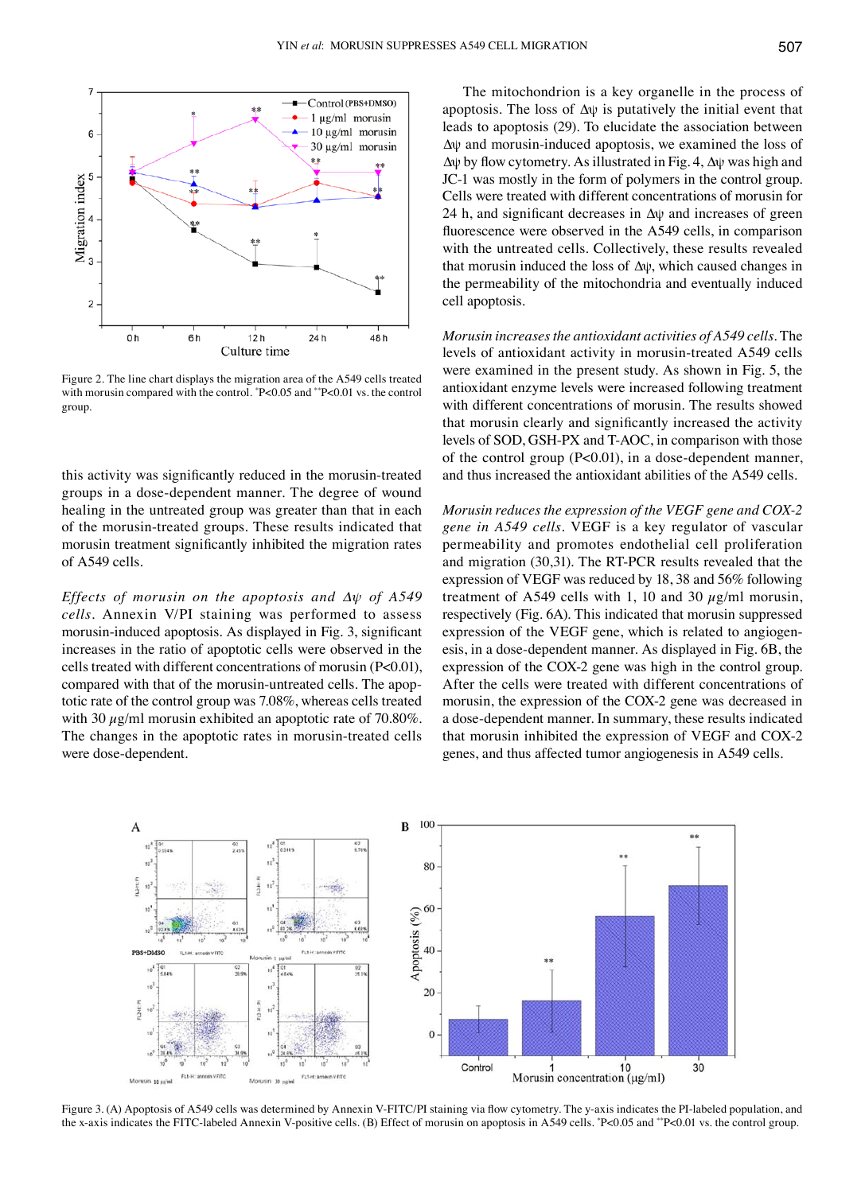Figure 2. The line chart displays the migration area of the A549 cells treated with morusin compared with the control. *P<0.05 and **P<0.01 vs. the control group.

this activity was significantly reduced in the morusin-treated groups in a dose-dependent manner. The degree of wound healing in the untreated group was greater than that in each of the morusin-treated groups. These results indicated that morusin treatment significantly inhibited the migration rates of A549 cells.

*Effects of morusin on the apoptosis and Δψ of A549 cells.* Annexin V/PI staining was performed to assess morusin-induced apoptosis. As displayed in Fig. 3, significant increases in the ratio of apoptotic cells were observed in the cells treated with different concentrations of morusin (P<0.01), compared with that of the morusin-untreated cells. The apoptotic rate of the control group was 7.08%, whereas cells treated with 30 $\mu$g/ml morusin exhibited an apoptotic rate of 70.80%. The changes in the apoptotic rates in morusin-treated cells were dose-dependent.

The mitochondrion is a key organelle in the process of apoptosis. The loss of Δψ is putatively the initial event that leads to apoptosis (29). To elucidate the association between Δψ and morusin-induced apoptosis, we examined the loss of Δψ by flow cytometry. As illustrated in Fig. 4, Δψ was high and JC-1 was mostly in the form of polymers in the control group. Cells were treated with different concentrations of morusin for 24 h, and significant decreases in Δψ and increases of green fluorescence were observed in the A549 cells, in comparison with the untreated cells. Collectively, these results revealed that morusin induced the loss of Δψ, which caused changes in the permeability of the mitochondria and eventually induced cell apoptosis.

*Morusin increases the antioxidant activities of A549 cells.* The levels of antioxidant activity in morusin-treated A549 cells were examined in the present study. As shown in Fig. 5, the antioxidant enzyme levels were increased following treatment with different concentrations of morusin. The results showed that morusin clearly and significantly increased the activity levels of SOD, GSH-PX and T-AOC, in comparison with those of the control group (P<0.01), in a dose-dependent manner, and thus increased the antioxidant abilities of the A549 cells.

*Morusin reduces the expression of the VEGF gene and COX-2 gene in A549 cells.* VEGF is a key regulator of vascular permeability and promotes endothelial cell proliferation and migration (30,31). The RT-PCR results revealed that the expression of VEGF was reduced by 18, 38 and 56% following treatment of A549 cells with 1, 10 and 30 $\mu$g/ml morusin, respectively (Fig. 6A). This indicated that morusin suppressed expression of the VEGF gene, which is related to angiogenesis, in a dose-dependent manner. As displayed in Fig. 6B, the expression of the COX-2 gene was high in the control group. After the cells were treated with different concentrations of morusin, the expression of the COX-2 gene was decreased in a dose-dependent manner. In summary, these results indicated that morusin inhibited the expression of VEGF and COX-2 genes, and thus affected tumor angiogenesis in A549 cells.

Figure 3. (A) Apoptosis of A549 cells was determined by Annexin V-FITC/PI staining via flow cytometry. The y-axis indicates the PI-labeled population, and the x-axis indicates the FITC-labeled Annexin V-positive cells. (B) Effect of morusin on apoptosis in A549 cells. *P<0.05 and **P<0.01 vs. the control group.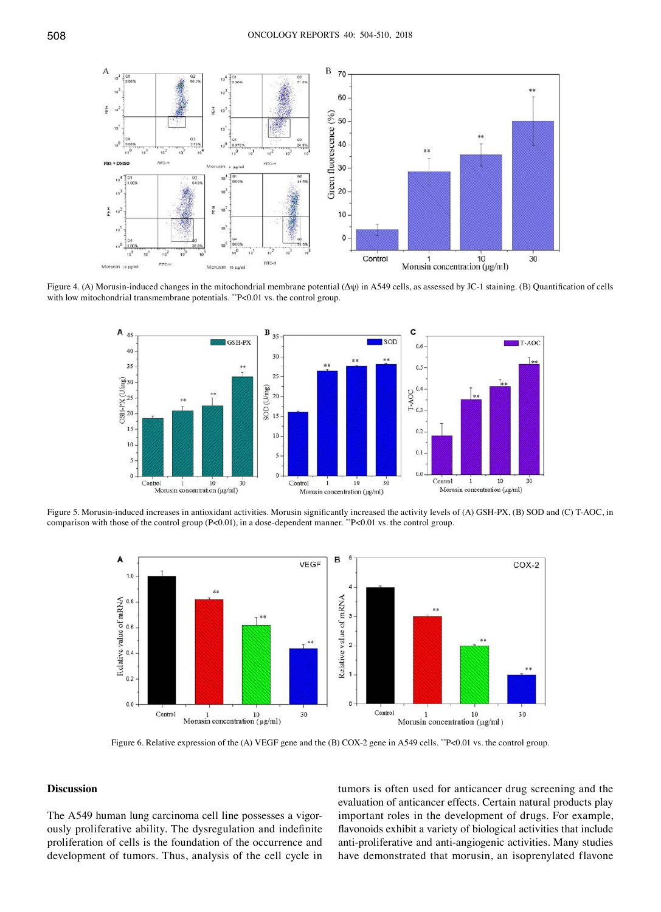Figure 4. (A) Morusin-induced changes in the mitochondrial membrane potential (Δψ) in A549 cells, as assessed by JC-1 staining. (B) Quantification of cells with low mitochondrial transmembrane potentials. **P<0.01 vs. the control group.

Figure 5. Morusin-induced increases in antioxidant activities. Morusin significantly increased the activity levels of (A) GSH-PX, (B) SOD and (C) T-AOC, in comparison with those of the control group (P<0.01), in a dose-dependent manner. **P<0.01 vs. the control group.

Figure 6. Relative expression of the (A) VEGF gene and the (B) COX-2 gene in A549 cells. **P<0.01 vs. the control group.

## Discussion

The A549 human lung carcinoma cell line possesses a vigorously proliferative ability. The dysregulation and indefinite proliferation of cells is the foundation of the occurrence and development of tumors. Thus, analysis of the cell cycle in tumors is often used for anticancer drug screening and the evaluation of anticancer effects. Certain natural products play important roles in the development of drugs. For example, flavonoids exhibit a variety of biological activities that include anti-proliferative and anti-angiogenic activities. Many studies have demonstrated that morusin, an isoprenylated flavone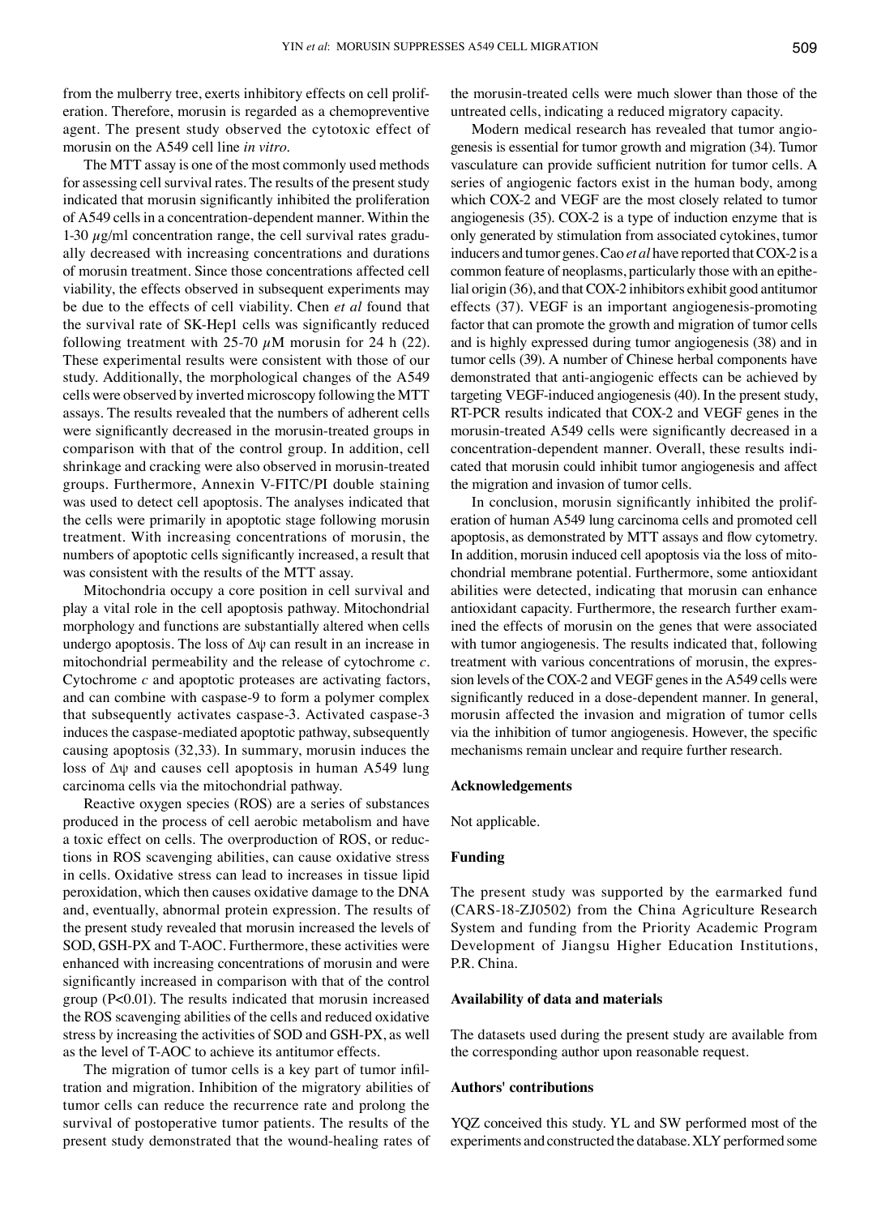from the mulberry tree, exerts inhibitory effects on cell proliferation. Therefore, morusin is regarded as a chemopreventive agent. The present study observed the cytotoxic effect of morusin on the A549 cell line *in vitro*.

The MTT assay is one of the most commonly used methods for assessing cell survival rates. The results of the present study indicated that morusin significantly inhibited the proliferation of A549 cells in a concentration-dependent manner. Within the 1-30 $\mu$g/ml concentration range, the cell survival rates gradually decreased with increasing concentrations and durations of morusin treatment. Since those concentrations affected cell viability, the effects observed in subsequent experiments may be due to the effects of cell viability. Chen *et al* found that the survival rate of SK-Hep1 cells was significantly reduced following treatment with 25-70 $\mu$M morusin for 24 h (22). These experimental results were consistent with those of our study. Additionally, the morphological changes of the A549 cells were observed by inverted microscopy following the MTT assays. The results revealed that the numbers of adherent cells were significantly decreased in the morusin-treated groups in comparison with that of the control group. In addition, cell shrinkage and cracking were also observed in morusin-treated groups. Furthermore, Annexin V-FITC/PI double staining was used to detect cell apoptosis. The analyses indicated that the cells were primarily in apoptotic stage following morusin treatment. With increasing concentrations of morusin, the numbers of apoptotic cells significantly increased, a result that was consistent with the results of the MTT assay.

Mitochondria occupy a core position in cell survival and play a vital role in the cell apoptosis pathway. Mitochondrial morphology and functions are substantially altered when cells undergo apoptosis. The loss of $\Delta\psi$ can result in an increase in mitochondrial permeability and the release of cytochrome *c*. Cytochrome *c* and apoptotic proteases are activating factors, and can combine with caspase-9 to form a polymer complex that subsequently activates caspase-3. Activated caspase-3 induces the caspase-mediated apoptotic pathway, subsequently causing apoptosis (32,33). In summary, morusin induces the loss of $\Delta\psi$ and causes cell apoptosis in human A549 lung carcinoma cells via the mitochondrial pathway.

Reactive oxygen species (ROS) are a series of substances produced in the process of cell aerobic metabolism and have a toxic effect on cells. The overproduction of ROS, or reductions in ROS scavenging abilities, can cause oxidative stress in cells. Oxidative stress can lead to increases in tissue lipid peroxidation, which then causes oxidative damage to the DNA and, eventually, abnormal protein expression. The results of the present study revealed that morusin increased the levels of SOD, GSH-PX and T-AOC. Furthermore, these activities were enhanced with increasing concentrations of morusin and were significantly increased in comparison with that of the control group ($P<0.01$). The results indicated that morusin increased the ROS scavenging abilities of the cells and reduced oxidative stress by increasing the activities of SOD and GSH-PX, as well as the level of T-AOC to achieve its antitumor effects.

The migration of tumor cells is a key part of tumor infiltration and migration. Inhibition of the migratory abilities of tumor cells can reduce the recurrence rate and prolong the survival of postoperative tumor patients. The results of the present study demonstrated that the wound-healing rates of the morusin-treated cells were much slower than those of the untreated cells, indicating a reduced migratory capacity.

Modern medical research has revealed that tumor angiogenesis is essential for tumor growth and migration (34). Tumor vasculature can provide sufficient nutrition for tumor cells. A series of angiogenic factors exist in the human body, among which COX-2 and VEGF are the most closely related to tumor angiogenesis (35). COX-2 is a type of induction enzyme that is only generated by stimulation from associated cytokines, tumor inducers and tumor genes. Cao *et al* have reported that COX-2 is a common feature of neoplasms, particularly those with an epithelial origin (36), and that COX-2 inhibitors exhibit good antitumor effects (37). VEGF is an important angiogenesis-promoting factor that can promote the growth and migration of tumor cells and is highly expressed during tumor angiogenesis (38) and in tumor cells (39). A number of Chinese herbal components have demonstrated that anti-angiogenic effects can be achieved by targeting VEGF-induced angiogenesis (40). In the present study, RT-PCR results indicated that COX-2 and VEGF genes in the morusin-treated A549 cells were significantly decreased in a concentration-dependent manner. Overall, these results indicated that morusin could inhibit tumor angiogenesis and affect the migration and invasion of tumor cells.

In conclusion, morusin significantly inhibited the proliferation of human A549 lung carcinoma cells and promoted cell apoptosis, as demonstrated by MTT assays and flow cytometry. In addition, morusin induced cell apoptosis via the loss of mitochondrial membrane potential. Furthermore, some antioxidant abilities were detected, indicating that morusin can enhance antioxidant capacity. Furthermore, the research further examined the effects of morusin on the genes that were associated with tumor angiogenesis. The results indicated that, following treatment with various concentrations of morusin, the expression levels of the COX-2 and VEGF genes in the A549 cells were significantly reduced in a dose-dependent manner. In general, morusin affected the invasion and migration of tumor cells via the inhibition of tumor angiogenesis. However, the specific mechanisms remain unclear and require further research.

## Acknowledgements

Not applicable.

## Funding

The present study was supported by the earmarked fund (CARS-18-ZJ0502) from the China Agriculture Research System and funding from the Priority Academic Program Development of Jiangsu Higher Education Institutions, P.R. China.

## Availability of data and materials

The datasets used during the present study are available from the corresponding author upon reasonable request.

## Authors' contributions

YQZ conceived this study. YL and SW performed most of the experiments and constructed the database. XLY performed some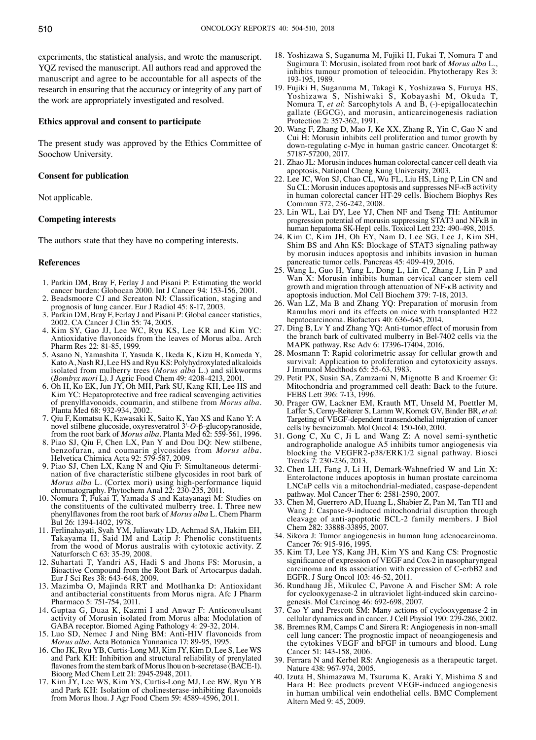experiments, the statistical analysis, and wrote the manuscript. YQZ revised the manuscript. All authors read and approved the manuscript and agree to be accountable for all aspects of the research in ensuring that the accuracy or integrity of any part of the work are appropriately investigated and resolved.

### Ethics approval and consent to participate

The present study was approved by the Ethics Committee of Soochow University.

### Consent for publication

Not applicable.

### Competing interests

The authors state that they have no competing interests.

### References

1. Parkin DM, Bray F, Ferlay J and Pisani P: Estimating the world cancer burden: Globocan 2000. Int J Cancer 94: 153-156, 2001.
2. Beadsmoore CJ and Screaton NJ: Classification, staging and prognosis of lung cancer. Eur J Radiol 45: 8-17, 2003.
3. Parkin DM, Bray F, Ferlay J and Pisani P: Global cancer statistics, 2002. CA Cancer J Clin 55: 74, 2005.
4. Kim SY, Gao JJ, Lee WC, Ryu KS, Lee KR and Kim YC: Antioxidative flavonoids from the leaves of Morus alba. Arch Pharm Res 22: 81-85, 1999.
5. Asano N, Yamashita T, Yasuda K, Ikeda K, Kizu H, Kameda Y, Kato A, Nash RJ, Lee HS and Ryu KS: Polyhydroxylated alkaloids isolated from mulberry trees (*Morus alba* L.) and silkworms (*Bombyx mori* L). J Agric Food Chem 49: 4208-4213, 2001.
6. Oh H, Ko EK, Jun JY, Oh MH, Park SU, Kang KH, Lee HS and Kim YC: Hepatoprotective and free radical scavenging activities of prenylflavonoids, coumarin, and stilbene from *Morus alba*. Planta Med 68: 932-934, 2002.
7. Qiu F, Komatsu K, Kawasaki K, Saito K, Yao XS and Kano Y: A novel stilbene glucoside, oxyresveratrol 3'-*O*-β-glucopyranoside, from the root bark of *Morus alba*. Planta Med 62: 559-561, 1996.
8. Piao SJ, Qiu F, Chen LX, Pan Y and Dou DQ: New stilbene, benzofuran, and coumarin glycosides from *Morus alba*. Helvetica Chimica Acta 92: 579-587, 2009.
9. Piao SJ, Chen LX, Kang N and Qiu F: Simultaneous determination of five characteristic stilbene glycosides in root bark of *Morus alba* L. (Cortex mori) using high-performance liquid chromatography. Phytochem Anal 22: 230-235, 2011.
10. Nomura T, Fukai T, Yamada S and Katayanagi M: Studies on the constituents of the cultivated mulberry tree. I. Three new phenylflavones from the root bark of *Morus alba* L. Chem Pharm Bul 26: 1394-1402, 1978.
11. Ferlinahayati, Syah YM, Juliawaty LD, Achmad SA, Hakim EH, Takayama H, Said IM and Latip J: Phenolic constituents from the wood of Morus australis with cytotoxic activity. Z Naturforsch C 63: 35-39, 2008.
12. Suhartati T, Yandri AS, Hadi S and Jhons FS: Morusin, a Bioactive Compound from the Root Bark of Artocarpus dadah. Eur J Sci Res 38: 643-648, 2009.
13. Mazimba O, Majinda RRT and Motlhanka D: Antioxidant and antibacterial constituents from Morus nigra. Afc J Pharm Pharmaco 5: 751-754, 2011.
14. Guptaa G, Duaa K, Kazmi I and Anwar F: Anticonvulsant activity of Morusin isolated from Morus alba: Modulation of GABA receptor. Biomed Aging Pathology 4: 29-32, 2014.
15. Luo SD, Nemec J and Ning BM: Anti-HIV flavonoids from *Morus alba*. Acta Botanica Yunnanica 17: 89-95, 1995.
16. Cho JK, Ryu YB, Curtis-Long MJ, Kim JY, Kim D, Lee S, Lee WS and Park KH: Inhibition and structural reliability of prenylated flavones from the stem bark of Morus lhou on b-secretase (BACE-1). Bioorg Med Chem Lett 21: 2945-2948, 2011.
17. Kim JY, Lee WS, Kim YS, Curtis-Long MJ, Lee BW, Ryu YB and Park KH: Isolation of cholinesterase-inhibiting flavonoids from Morus lhou. J Agr Food Chem 59: 4589-4596, 2011.
18. Yoshizawa S, Suganuma M, Fujiki H, Fukai T, Nomura T and Sugimura T: Morusin, isolated from root bark of *Morus alba* L., inhibits tumour promotion of teleocidin. Phytotherapy Res 3: 193-195, 1989.
19. Fujiki H, Suganuma M, Takagi K, Yoshizawa S, Furuya HS, Yoshizawa S, Nishiwaki S, Kobayashi M, Okuda T, Nomura T, *et al*: Sarcophytols A and B, (-)-epigallocatechin gallate (EGCG), and morusin, anticarcinogenesis radiation Protection 2: 357-362, 1991.
20. Wang F, Zhang D, Mao J, Ke XX, Zhang R, Yin C, Gao N and Cui H: Morusin inhibits cell proliferation and tumor growth by down-regulating c-Myc in human gastric cancer. Oncotarget 8: 57187-57200, 2017.
21. Zhao JL: Morusin induces human colorectal cancer cell death via apoptosis, National Cheng Kung University, 2003.
22. Lee JC, Won SJ, Chao CL, Wu FL, Liu HS, Ling P, Lin CN and Su CL: Morusin induces apoptosis and suppresses NF-κB activity in human colorectal cancer HT-29 cells. Biochem Biophys Res Commun 372, 236-242, 2008.
23. Lin WL, Lai DY, Lee YJ, Chen NF and Tseng TH: Antitumor progression potential of morusin suppressing STAT3 and NFκB in human hepatoma SK-Hep1 cells. Toxicol Lett 232: 490-498, 2015.
24. Kim C, Kim JH, Oh EY, Nam D, Lee SG, Lee J, Kim SH, Shim BS and Ahn KS: Blockage of STAT3 signaling pathway by morusin induces apoptosis and inhibits invasion in human pancreatic tumor cells. Pancreas 45: 409-419, 2016.
25. Wang L, Guo H, Yang L, Dong L, Lin C, Zhang J, Lin P and Wan X: Morusin inhibits human cervical cancer stem cell growth and migration through attenuation of NF-κB activity and apoptosis induction. Mol Cell Biochem 379: 7-18, 2013.
26. Wan LZ, Ma B and Zhang YQ: Preparation of morusin from Ramulus mori and its effects on mice with transplanted H22 hepatocarcinoma. Biofactors 40: 636-645, 2014.
27. Ding B, Lv Y and Zhang YQ: Anti-tumor effect of morusin from the branch bark of cultivated mulberry in Bel-7402 cells via the MAPK pathway. Rsc Adv 6: 17396-17404, 2016.
28. Mosmann T: Rapid colorimetric assay for cellular growth and survival: Application to proliferation and cytotoxicity assays. J Immunol Medthods 65: 55-63, 1983.
29. Petit PX, Susin SA, Zamzami N, Mignotte B and Kroemer G: Mitochondria and programmed cell death: Back to the future. FEBS Lett 396: 7-13, 1996.
30. Prager GW, Lackner EM, Krauth MT, Unseld M, Poettler M, Laffer S, Cerny-Reiterer S, Lamm W, Kornek GV, Binder BR, *et al*: Targeting of VEGF-dependent transendothelial migration of cancer cells by bevacizumab. Mol Oncol 4: 150-160, 2010.
31. Gong C, Xu C, Ji L and Wang Z: A novel semi-synthetic andrographolide analogue A5 inhibits tumor angiogenesis via blocking the VEGFR2-p38/ERK1/2 signal pathway. Biosci Trends 7: 230-236, 2013.
32. Chen LH, Fang J, Li H, Demark-Wahnefried W and Lin X: Enterolactone induces apoptosis in human prostate carcinoma LNCaP cells via a mitochondrial-mediated, caspase-dependent pathway. Mol Cancer Ther 6: 2581-2590, 2007.
33. Chen M, Guerrero AD, Huang L, Shabier Z, Pan M, Tan TH and Wang J: Caspase-9-induced mitochondrial disruption through cleavage of anti-apoptotic BCL-2 family members. J Biol Chem 282: 33888-33895, 2007.
34. Sikora J: Tumor angiogenesis in human lung adenocarcinoma. Cancer 76: 915-916, 1995.
35. Kim TJ, Lee YS, Kang JH, Kim YS and Kang CS: Prognostic significance of expression of VEGF and Cox-2 in nasopharyngeal carcinoma and its association with expression of C-erbB2 and EGFR. J Surg Oncol 103: 46-52, 2011.
36. Rundhaug JE, Mikulec C, Pavone A and Fischer SM: A role for cyclooxygenase-2 in ultraviolet light-induced skin carcinogenesis. Mol Carcinog 46: 692-698, 2007.
37. Cao Y and Prescott SM: Many actions of cyclooxygenase-2 in cellular dynamics and in cancer. J Cell Physiol 190: 279-286, 2002.
38. Bremnes RM, Camps C and Sirera R: Angiogenesis in non-small cell lung cancer: The prognostic impact of neoangiogenesis and the cytokines VEGF and bFGF in tumours and blood. Lung Cancer 51: 143-158, 2006.
39. Ferrara N and Kerbel RS: Angiogenesis as a therapeutic target. Nature 438: 967-974, 2005.
40. Izuta H, Shimazawa M, Tsuruma K, Araki Y, Mishima S and Hara H: Bee products prevent VEGF-induced angiogenesis in human umbilical vein endothelial cells. BMC Complement Altern Med 9: 45, 2009.